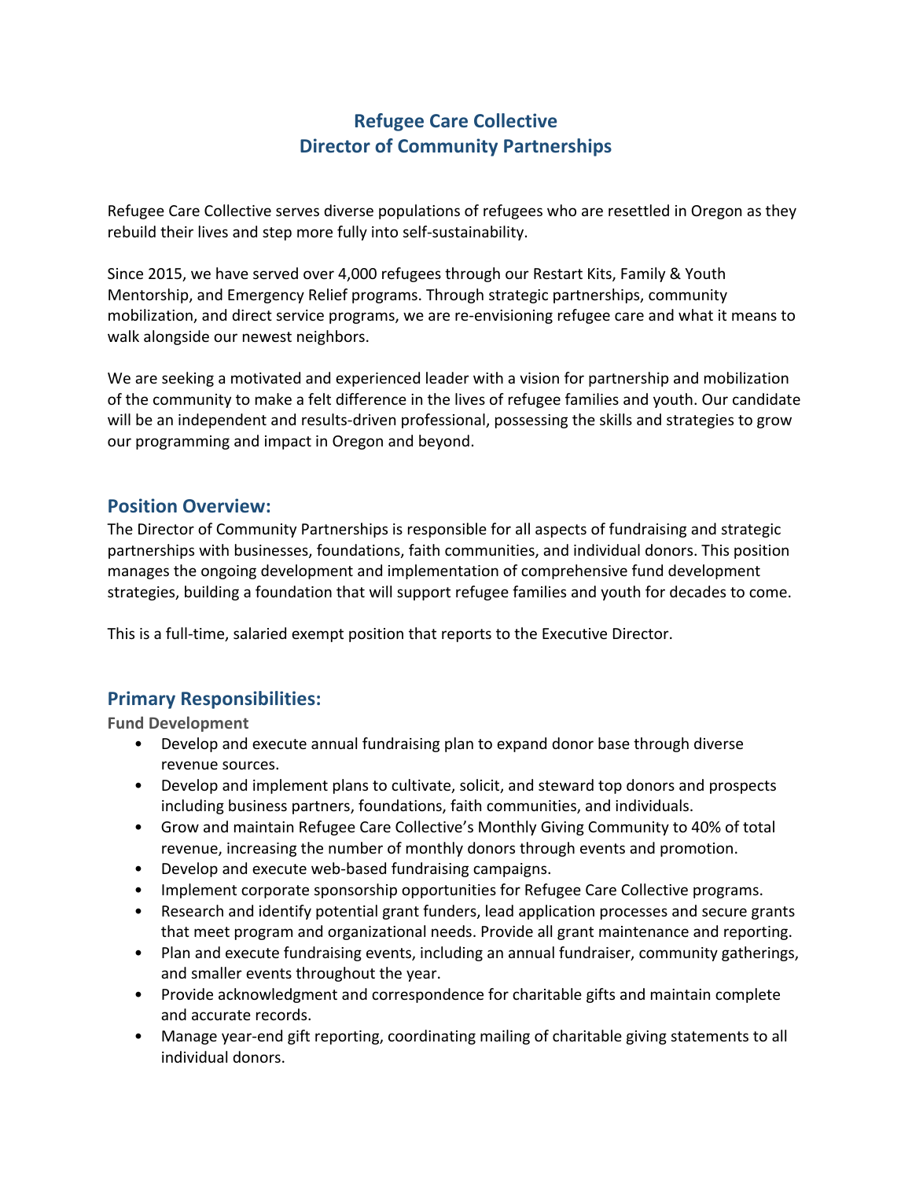# Refugee Care Collective
# Director of Community Partnerships

Refugee Care Collective serves diverse populations of refugees who are resettled in Oregon as they rebuild their lives and step more fully into self-sustainability.

Since 2015, we have served over 4,000 refugees through our Restart Kits, Family & Youth Mentorship, and Emergency Relief programs. Through strategic partnerships, community mobilization, and direct service programs, we are re-envisioning refugee care and what it means to walk alongside our newest neighbors.

We are seeking a motivated and experienced leader with a vision for partnership and mobilization of the community to make a felt difference in the lives of refugee families and youth. Our candidate will be an independent and results-driven professional, possessing the skills and strategies to grow our programming and impact in Oregon and beyond.

## Position Overview:

The Director of Community Partnerships is responsible for all aspects of fundraising and strategic partnerships with businesses, foundations, faith communities, and individual donors. This position manages the ongoing development and implementation of comprehensive fund development strategies, building a foundation that will support refugee families and youth for decades to come.

This is a full-time, salaried exempt position that reports to the Executive Director.

## Primary Responsibilities:

### Fund Development

- Develop and execute annual fundraising plan to expand donor base through diverse revenue sources.
- Develop and implement plans to cultivate, solicit, and steward top donors and prospects including business partners, foundations, faith communities, and individuals.
- Grow and maintain Refugee Care Collective's Monthly Giving Community to 40% of total revenue, increasing the number of monthly donors through events and promotion.
- Develop and execute web-based fundraising campaigns.
- Implement corporate sponsorship opportunities for Refugee Care Collective programs.
- Research and identify potential grant funders, lead application processes and secure grants that meet program and organizational needs. Provide all grant maintenance and reporting.
- Plan and execute fundraising events, including an annual fundraiser, community gatherings, and smaller events throughout the year.
- Provide acknowledgment and correspondence for charitable gifts and maintain complete and accurate records.
- Manage year-end gift reporting, coordinating mailing of charitable giving statements to all individual donors.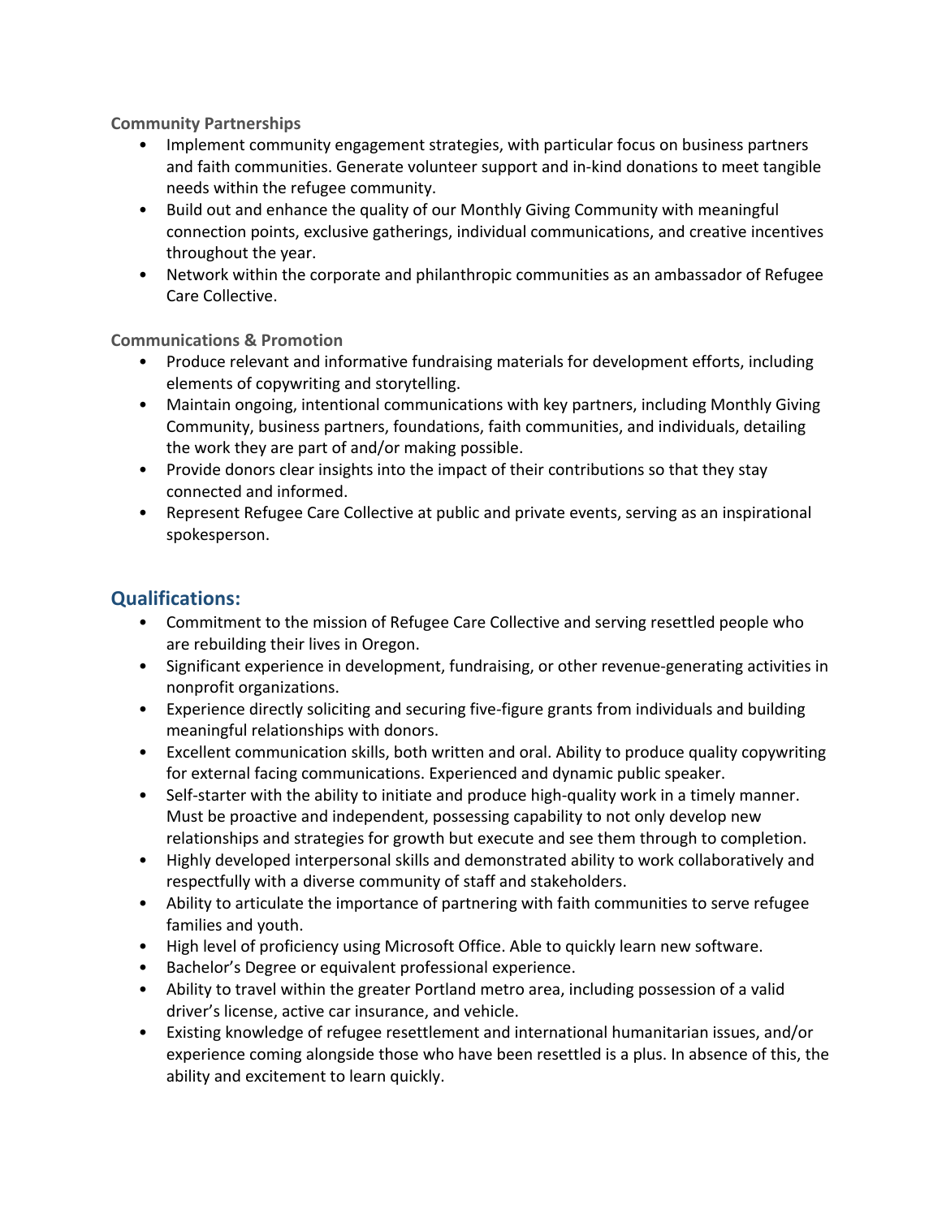**Community Partnerships**

- Implement community engagement strategies, with particular focus on business partners and faith communities. Generate volunteer support and in-kind donations to meet tangible needs within the refugee community.
- Build out and enhance the quality of our Monthly Giving Community with meaningful connection points, exclusive gatherings, individual communications, and creative incentives throughout the year.
- Network within the corporate and philanthropic communities as an ambassador of Refugee Care Collective.

**Communications & Promotion**

- Produce relevant and informative fundraising materials for development efforts, including elements of copywriting and storytelling.
- Maintain ongoing, intentional communications with key partners, including Monthly Giving Community, business partners, foundations, faith communities, and individuals, detailing the work they are part of and/or making possible.
- Provide donors clear insights into the impact of their contributions so that they stay connected and informed.
- Represent Refugee Care Collective at public and private events, serving as an inspirational spokesperson.

## Qualifications:

- Commitment to the mission of Refugee Care Collective and serving resettled people who are rebuilding their lives in Oregon.
- Significant experience in development, fundraising, or other revenue-generating activities in nonprofit organizations.
- Experience directly soliciting and securing five-figure grants from individuals and building meaningful relationships with donors.
- Excellent communication skills, both written and oral. Ability to produce quality copywriting for external facing communications. Experienced and dynamic public speaker.
- Self-starter with the ability to initiate and produce high-quality work in a timely manner. Must be proactive and independent, possessing capability to not only develop new relationships and strategies for growth but execute and see them through to completion.
- Highly developed interpersonal skills and demonstrated ability to work collaboratively and respectfully with a diverse community of staff and stakeholders.
- Ability to articulate the importance of partnering with faith communities to serve refugee families and youth.
- High level of proficiency using Microsoft Office. Able to quickly learn new software.
- Bachelor's Degree or equivalent professional experience.
- Ability to travel within the greater Portland metro area, including possession of a valid driver's license, active car insurance, and vehicle.
- Existing knowledge of refugee resettlement and international humanitarian issues, and/or experience coming alongside those who have been resettled is a plus. In absence of this, the ability and excitement to learn quickly.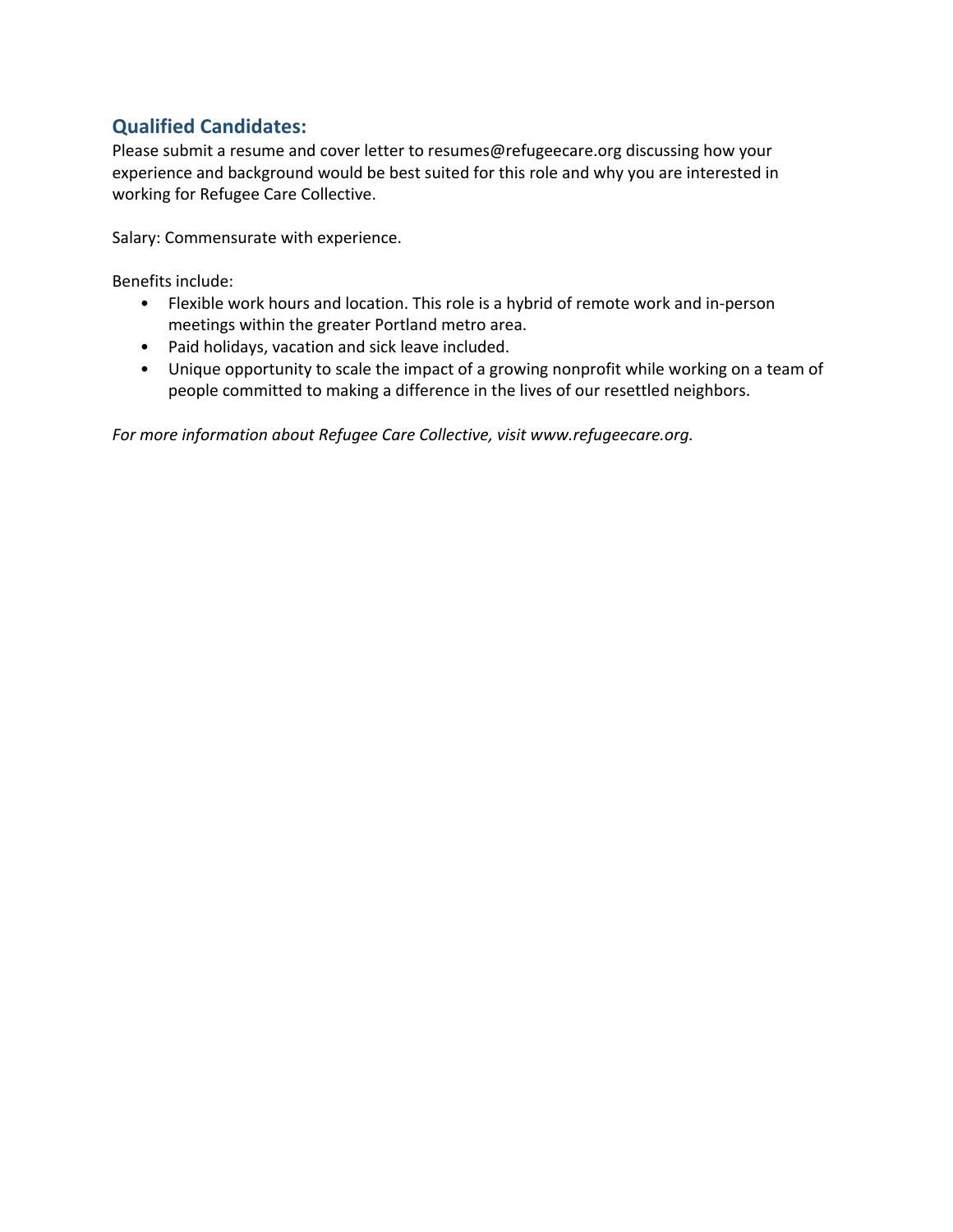## Qualified Candidates:

Please submit a resume and cover letter to resumes@refugeecare.org discussing how your experience and background would be best suited for this role and why you are interested in working for Refugee Care Collective.

Salary: Commensurate with experience.

Benefits include:

- Flexible work hours and location. This role is a hybrid of remote work and in-person meetings within the greater Portland metro area.
- Paid holidays, vacation and sick leave included.
- Unique opportunity to scale the impact of a growing nonprofit while working on a team of people committed to making a difference in the lives of our resettled neighbors.

*For more information about Refugee Care Collective, visit www.refugeecare.org.*